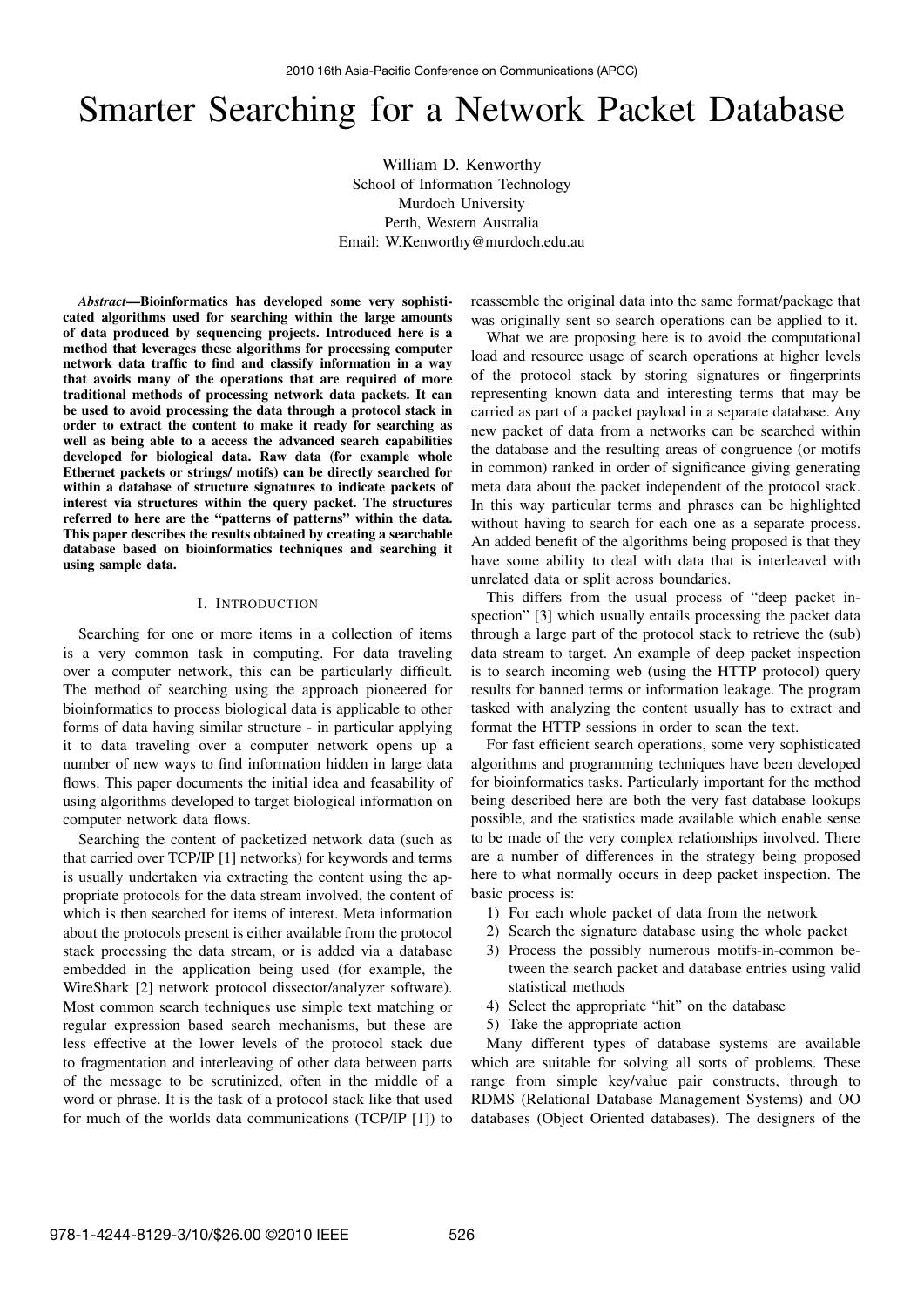# Smarter Searching for a Network Packet Database

William D. Kenworthy
School of Information Technology
Murdoch University
Perth, Western Australia
Email: W.Kenworthy@murdoch.edu.au

***Abstract*—Bioinformatics has developed some very sophisticated algorithms used for searching within the large amounts of data produced by sequencing projects. Introduced here is a method that leverages these algorithms for processing computer network data traffic to find and classify information in a way that avoids many of the operations that are required of more traditional methods of processing network data packets. It can be used to avoid processing the data through a protocol stack in order to extract the content to make it ready for searching as well as being able to a access the advanced search capabilities developed for biological data. Raw data (for example whole Ethernet packets or strings/ motifs) can be directly searched for within a database of structure signatures to indicate packets of interest via structures within the query packet. The structures referred to here are the "patterns of patterns" within the data. This paper describes the results obtained by creating a searchable database based on bioinformatics techniques and searching it using sample data.**

## I. Introduction

Searching for one or more items in a collection of items is a very common task in computing. For data traveling over a computer network, this can be particularly difficult. The method of searching using the approach pioneered for bioinformatics to process biological data is applicable to other forms of data having similar structure - in particular applying it to data traveling over a computer network opens up a number of new ways to find information hidden in large data flows. This paper documents the initial idea and feasability of using algorithms developed to target biological information on computer network data flows.

Searching the content of packetized network data (such as that carried over TCP/IP [1] networks) for keywords and terms is usually undertaken via extracting the content using the appropriate protocols for the data stream involved, the content of which is then searched for items of interest. Meta information about the protocols present is either available from the protocol stack processing the data stream, or is added via a database embedded in the application being used (for example, the WireShark [2] network protocol dissector/analyzer software). Most common search techniques use simple text matching or regular expression based search mechanisms, but these are less effective at the lower levels of the protocol stack due to fragmentation and interleaving of other data between parts of the message to be scrutinized, often in the middle of a word or phrase. It is the task of a protocol stack like that used for much of the worlds data communications (TCP/IP [1]) to reassemble the original data into the same format/package that was originally sent so search operations can be applied to it.

What we are proposing here is to avoid the computational load and resource usage of search operations at higher levels of the protocol stack by storing signatures or fingerprints representing known data and interesting terms that may be carried as part of a packet payload in a separate database. Any new packet of data from a networks can be searched within the database and the resulting areas of congruence (or motifs in common) ranked in order of significance giving generating meta data about the packet independent of the protocol stack. In this way particular terms and phrases can be highlighted without having to search for each one as a separate process. An added benefit of the algorithms being proposed is that they have some ability to deal with data that is interleaved with unrelated data or split across boundaries.

This differs from the usual process of "deep packet inspection" [3] which usually entails processing the packet data through a large part of the protocol stack to retrieve the (sub) data stream to target. An example of deep packet inspection is to search incoming web (using the HTTP protocol) query results for banned terms or information leakage. The program tasked with analyzing the content usually has to extract and format the HTTP sessions in order to scan the text.

For fast efficient search operations, some very sophisticated algorithms and programming techniques have been developed for bioinformatics tasks. Particularly important for the method being described here are both the very fast database lookups possible, and the statistics made available which enable sense to be made of the very complex relationships involved. There are a number of differences in the strategy being proposed here to what normally occurs in deep packet inspection. The basic process is:

1) For each whole packet of data from the network
2) Search the signature database using the whole packet
3) Process the possibly numerous motifs-in-common between the search packet and database entries using valid statistical methods
4) Select the appropriate "hit" on the database
5) Take the appropriate action

Many different types of database systems are available which are suitable for solving all sorts of problems. These range from simple key/value pair constructs, through to RDMS (Relational Database Management Systems) and OO databases (Object Oriented databases). The designers of the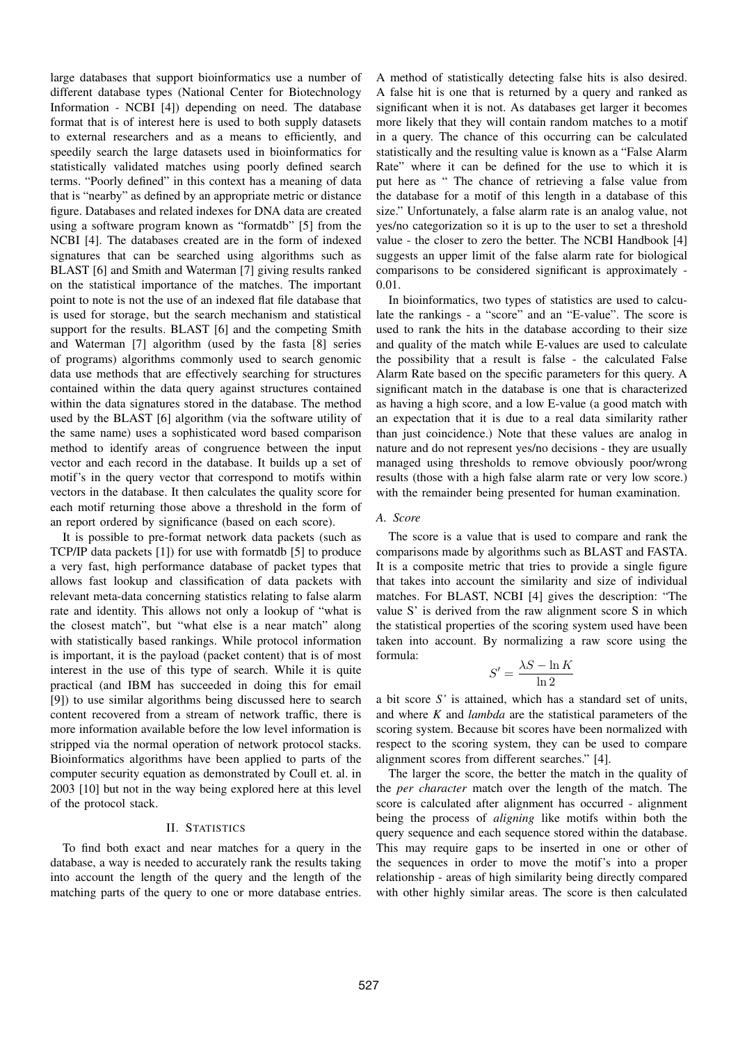large databases that support bioinformatics use a number of different database types (National Center for Biotechnology Information - NCBI [4]) depending on need. The database format that is of interest here is used to both supply datasets to external researchers and as a means to efficiently, and speedily search the large datasets used in bioinformatics for statistically validated matches using poorly defined search terms. "Poorly defined" in this context has a meaning of data that is "nearby" as defined by an appropriate metric or distance figure. Databases and related indexes for DNA data are created using a software program known as "formatdb" [5] from the NCBI [4]. The databases created are in the form of indexed signatures that can be searched using algorithms such as BLAST [6] and Smith and Waterman [7] giving results ranked on the statistical importance of the matches. The important point to note is not the use of an indexed flat file database that is used for storage, but the search mechanism and statistical support for the results. BLAST [6] and the competing Smith and Waterman [7] algorithm (used by the fasta [8] series of programs) algorithms commonly used to search genomic data use methods that are effectively searching for structures contained within the data query against structures contained within the data signatures stored in the database. The method used by the BLAST [6] algorithm (via the software utility of the same name) uses a sophisticated word based comparison method to identify areas of congruence between the input vector and each record in the database. It builds up a set of motif's in the query vector that correspond to motifs within vectors in the database. It then calculates the quality score for each motif returning those above a threshold in the form of an report ordered by significance (based on each score).

It is possible to pre-format network data packets (such as TCP/IP data packets [1]) for use with formatdb [5] to produce a very fast, high performance database of packet types that allows fast lookup and classification of data packets with relevant meta-data concerning statistics relating to false alarm rate and identity. This allows not only a lookup of "what is the closest match", but "what else is a near match" along with statistically based rankings. While protocol information is important, it is the payload (packet content) that is of most interest in the use of this type of search. While it is quite practical (and IBM has succeeded in doing this for email [9]) to use similar algorithms being discussed here to search content recovered from a stream of network traffic, there is more information available before the low level information is stripped via the normal operation of network protocol stacks. Bioinformatics algorithms have been applied to parts of the computer security equation as demonstrated by Coull et. al. in 2003 [10] but not in the way being explored here at this level of the protocol stack.

## II. Statistics

To find both exact and near matches for a query in the database, a way is needed to accurately rank the results taking into account the length of the query and the length of the matching parts of the query to one or more database entries. A method of statistically detecting false hits is also desired. A false hit is one that is returned by a query and ranked as significant when it is not. As databases get larger it becomes more likely that they will contain random matches to a motif in a query. The chance of this occurring can be calculated statistically and the resulting value is known as a "False Alarm Rate" where it can be defined for the use to which it is put here as " The chance of retrieving a false value from the database for a motif of this length in a database of this size." Unfortunately, a false alarm rate is an analog value, not yes/no categorization so it is up to the user to set a threshold value - the closer to zero the better. The NCBI Handbook [4] suggests an upper limit of the false alarm rate for biological comparisons to be considered significant is approximately - 0.01.

In bioinformatics, two types of statistics are used to calculate the rankings - a "score" and an "E-value". The score is used to rank the hits in the database according to their size and quality of the match while E-values are used to calculate the possibility that a result is false - the calculated False Alarm Rate based on the specific parameters for this query. A significant match in the database is one that is characterized as having a high score, and a low E-value (a good match with an expectation that it is due to a real data similarity rather than just coincidence.) Note that these values are analog in nature and do not represent yes/no decisions - they are usually managed using thresholds to remove obviously poor/wrong results (those with a high false alarm rate or very low score.) with the remainder being presented for human examination.

### A. Score

The score is a value that is used to compare and rank the comparisons made by algorithms such as BLAST and FASTA. It is a composite metric that tries to provide a single figure that takes into account the similarity and size of individual matches. For BLAST, NCBI [4] gives the description: "The value S' is derived from the raw alignment score S in which the statistical properties of the scoring system used have been taken into account. By normalizing a raw score using the formula:

$$S' = \frac{\lambda S - \ln K}{\ln 2}$$

a bit score *S'* is attained, which has a standard set of units, and where *K* and *lambda* are the statistical parameters of the scoring system. Because bit scores have been normalized with respect to the scoring system, they can be used to compare alignment scores from different searches." [4].

The larger the score, the better the match in the quality of the *per character* match over the length of the match. The score is calculated after alignment has occurred - alignment being the process of *aligning* like motifs within both the query sequence and each sequence stored within the database. This may require gaps to be inserted in one or other of the sequences in order to move the motif's into a proper relationship - areas of high similarity being directly compared with other highly similar areas. The score is then calculated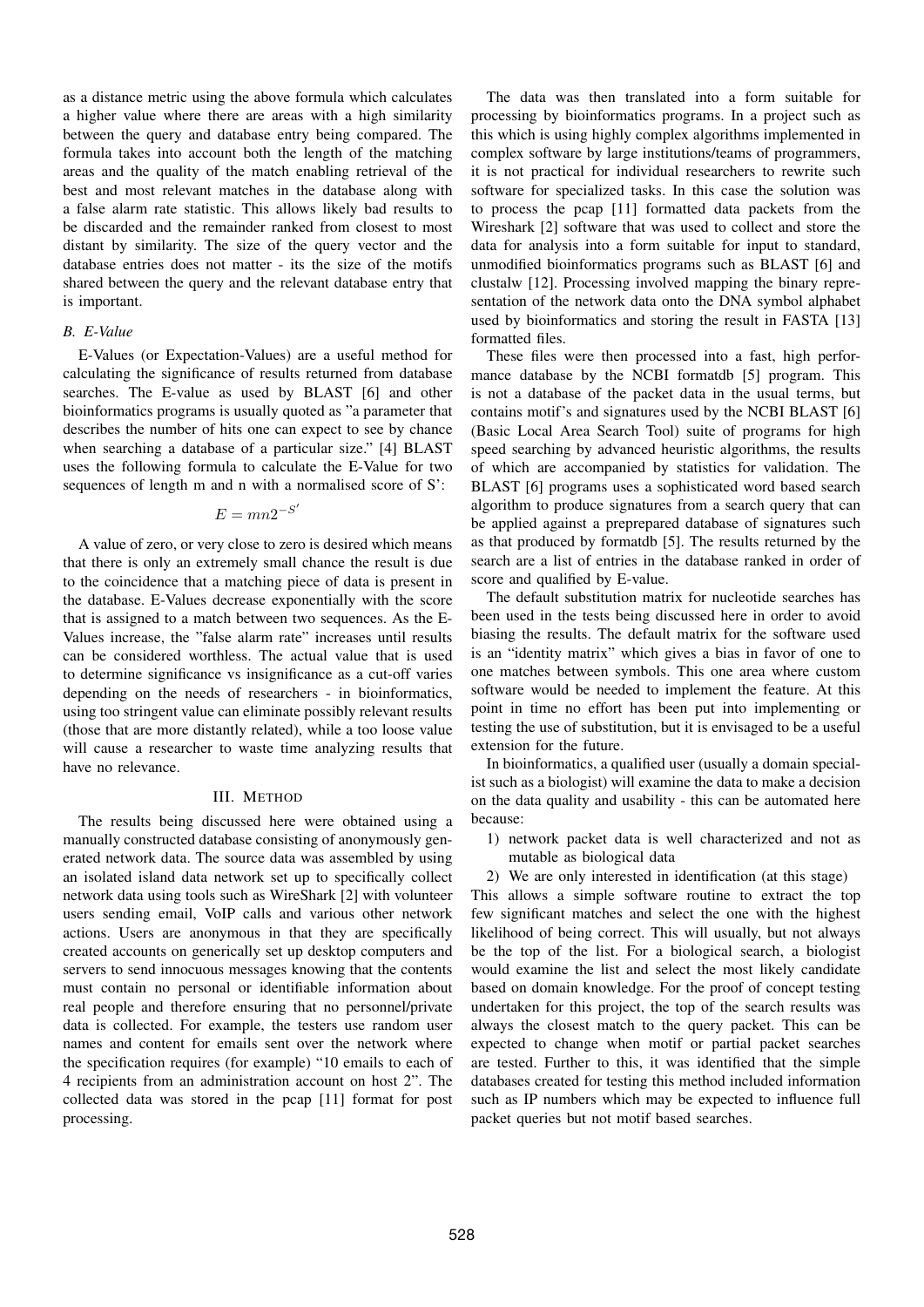as a distance metric using the above formula which calculates a higher value where there are areas with a high similarity between the query and database entry being compared. The formula takes into account both the length of the matching areas and the quality of the match enabling retrieval of the best and most relevant matches in the database along with a false alarm rate statistic. This allows likely bad results to be discarded and the remainder ranked from closest to most distant by similarity. The size of the query vector and the database entries does not matter - its the size of the motifs shared between the query and the relevant database entry that is important.

### B. E-Value

E-Values (or Expectation-Values) are a useful method for calculating the significance of results returned from database searches. The E-value as used by BLAST [6] and other bioinformatics programs is usually quoted as "a parameter that describes the number of hits one can expect to see by chance when searching a database of a particular size." [4] BLAST uses the following formula to calculate the E-Value for two sequences of length m and n with a normalised score of S':

$$E = mn2^{-S'}$$

A value of zero, or very close to zero is desired which means that there is only an extremely small chance the result is due to the coincidence that a matching piece of data is present in the database. E-Values decrease exponentially with the score that is assigned to a match between two sequences. As the E-Values increase, the "false alarm rate" increases until results can be considered worthless. The actual value that is used to determine significance vs insignificance as a cut-off varies depending on the needs of researchers - in bioinformatics, using too stringent value can eliminate possibly relevant results (those that are more distantly related), while a too loose value will cause a researcher to waste time analyzing results that have no relevance.

## III. Method

The results being discussed here were obtained using a manually constructed database consisting of anonymously generated network data. The source data was assembled by using an isolated island data network set up to specifically collect network data using tools such as WireShark [2] with volunteer users sending email, VoIP calls and various other network actions. Users are anonymous in that they are specifically created accounts on generically set up desktop computers and servers to send innocuous messages knowing that the contents must contain no personal or identifiable information about real people and therefore ensuring that no personnel/private data is collected. For example, the testers use random user names and content for emails sent over the network where the specification requires (for example) "10 emails to each of 4 recipients from an administration account on host 2". The collected data was stored in the pcap [11] format for post processing.

The data was then translated into a form suitable for processing by bioinformatics programs. In a project such as this which is using highly complex algorithms implemented in complex software by large institutions/teams of programmers, it is not practical for individual researchers to rewrite such software for specialized tasks. In this case the solution was to process the pcap [11] formatted data packets from the Wireshark [2] software that was used to collect and store the data for analysis into a form suitable for input to standard, unmodified bioinformatics programs such as BLAST [6] and clustalw [12]. Processing involved mapping the binary representation of the network data onto the DNA symbol alphabet used by bioinformatics and storing the result in FASTA [13] formatted files.

These files were then processed into a fast, high performance database by the NCBI formatdb [5] program. This is not a database of the packet data in the usual terms, but contains motif's and signatures used by the NCBI BLAST [6] (Basic Local Area Search Tool) suite of programs for high speed searching by advanced heuristic algorithms, the results of which are accompanied by statistics for validation. The BLAST [6] programs uses a sophisticated word based search algorithm to produce signatures from a search query that can be applied against a preprepared database of signatures such as that produced by formatdb [5]. The results returned by the search are a list of entries in the database ranked in order of score and qualified by E-value.

The default substitution matrix for nucleotide searches has been used in the tests being discussed here in order to avoid biasing the results. The default matrix for the software used is an "identity matrix" which gives a bias in favor of one to one matches between symbols. This one area where custom software would be needed to implement the feature. At this point in time no effort has been put into implementing or testing the use of substitution, but it is envisaged to be a useful extension for the future.

In bioinformatics, a qualified user (usually a domain specialist such as a biologist) will examine the data to make a decision on the data quality and usability - this can be automated here because:

1) network packet data is well characterized and not as mutable as biological data
2) We are only interested in identification (at this stage)

This allows a simple software routine to extract the top few significant matches and select the one with the highest likelihood of being correct. This will usually, but not always be the top of the list. For a biological search, a biologist would examine the list and select the most likely candidate based on domain knowledge. For the proof of concept testing undertaken for this project, the top of the search results was always the closest match to the query packet. This can be expected to change when motif or partial packet searches are tested. Further to this, it was identified that the simple databases created for testing this method included information such as IP numbers which may be expected to influence full packet queries but not motif based searches.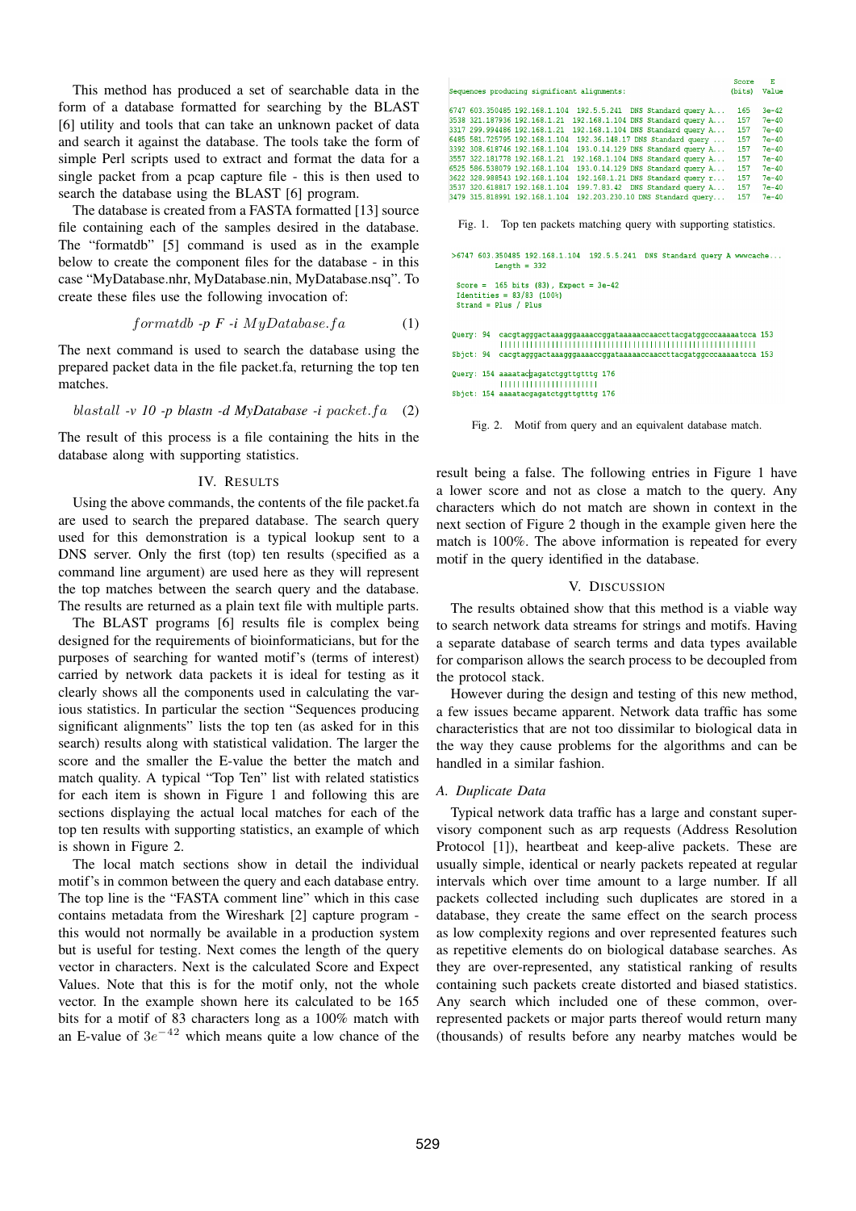This method has produced a set of searchable data in the form of a database formatted for searching by the BLAST [6] utility and tools that can take an unknown packet of data and search it against the database. The tools take the form of simple Perl scripts used to extract and format the data for a single packet from a pcap capture file - this is then used to search the database using the BLAST [6] program.

The database is created from a FASTA formatted [13] source file containing each of the samples desired in the database. The "formatdb" [5] command is used as in the example below to create the component files for the database - in this case "MyDatabase.nhr, MyDatabase.nin, MyDatabase.nsq". To create these files use the following invocation of:

$$formatdb \text{ -p } F \text{ -i } MyDatabase.fa \qquad (1)$$

The next command is used to search the database using the prepared packet data in the file packet.fa, returning the top ten matches.

$$blastall \text{ -v } 10 \text{ -p } blastn \text{ -d } MyDatabase \text{ -i } packet.fa \qquad (2)$$

The result of this process is a file containing the hits in the database along with supporting statistics.

## IV. Results

Using the above commands, the contents of the file packet.fa are used to search the prepared database. The search query used for this demonstration is a typical lookup sent to a DNS server. Only the first (top) ten results (specified as a command line argument) are used here as they will represent the top matches between the search query and the database. The results are returned as a plain text file with multiple parts.

The BLAST programs [6] results file is complex being designed for the requirements of bioinformaticians, but for the purposes of searching for wanted motif's (terms of interest) carried by network data packets it is ideal for testing as it clearly shows all the components used in calculating the various statistics. In particular the section "Sequences producing significant alignments" lists the top ten (as asked for in this search) results along with statistical validation. The larger the score and the smaller the E-value the better the match and match quality. A typical "Top Ten" list with related statistics for each item is shown in Figure 1 and following this are sections displaying the actual local matches for each of the top ten results with supporting statistics, an example of which is shown in Figure 2.

The local match sections show in detail the individual motif's in common between the query and each database entry. The top line is the "FASTA comment line" which in this case contains metadata from the Wireshark [2] capture program - this would not normally be available in a production system but is useful for testing. Next comes the length of the query vector in characters. Next is the calculated Score and Expect Values. Note that this is for the motif only, not the whole vector. In the example shown here its calculated to be 165 bits for a motif of 83 characters long as a 100% match with an E-value of $3e^{-42}$ which means quite a low chance of the result being a false. The following entries in Figure 1 have a lower score and not as close a match to the query. Any characters which do not match are shown in context in the next section of Figure 2 though in the example given here the match is 100%. The above information is repeated for every motif in the query identified in the database.

```
                                                                     Score    E
Sequences producing significant alignments:                          (bits)  Value

6747 603.350485 192.168.1.104  192.5.5.241  DNS Standard query A...   165    3e-42
3538 321.187936 192.168.1.21   192.168.1.104 DNS Standard query A...  157    7e-40
3317 299.994486 192.168.1.21   192.168.1.104 DNS Standard query A...  157    7e-40
6485 581.725795 192.168.1.104  192.36.148.17 DNS Standard query ...   157    7e-40
3392 308.618746 192.168.1.104  193.0.14.129 DNS Standard query A...   157    7e-40
3557 322.181778 192.168.1.21   192.168.1.104 DNS Standard query A...  157    7e-40
6525 586.538079 192.168.1.104  193.0.14.129 DNS Standard query r...   157    7e-40
3622 328.988543 192.168.1.104  192.168.1.21 DNS Standard query r...   157    7e-40
3537 320.618817 192.168.1.104  199.7.83.42  DNS Standard query A...   157    7e-40
3479 315.818991 192.168.1.104  192.203.230.10 DNS Standard query...   157    7e-40
```

Fig. 1. Top ten packets matching query with supporting statistics.

```
>6747 603.350485 192.168.1.104  192.5.5.241  DNS Standard query A wwwcache...
          Length = 332

 Score =  165 bits (83), Expect = 3e-42
 Identities = 83/83 (100%)
 Strand = Plus / Plus


Query: 94  cacgtagggactaaagggaaaaccggataaaaaccaaccttacgatggcccaaaaatcca 153
           ||||||||||||||||||||||||||||||||||||||||||||||||||||||||||||
Sbjct: 94  cacgtagggactaaagggaaaaccggataaaaaccaaccttacgatggcccaaaaatcca 153

Query: 154 aaaatacgagatctggttgtttg 176
           |||||||||||||||||||||||
Sbjct: 154 aaaatacgagatctggttgtttg 176
```

Fig. 2. Motif from query and an equivalent database match.

## V. Discussion

The results obtained show that this method is a viable way to search network data streams for strings and motifs. Having a separate database of search terms and data types available for comparison allows the search process to be decoupled from the protocol stack.

However during the design and testing of this new method, a few issues became apparent. Network data traffic has some characteristics that are not too dissimilar to biological data in the way they cause problems for the algorithms and can be handled in a similar fashion.

### A. Duplicate Data

Typical network data traffic has a large and constant supervisory component such as arp requests (Address Resolution Protocol [1]), heartbeat and keep-alive packets. These are usually simple, identical or nearly packets repeated at regular intervals which over time amount to a large number. If all packets collected including such duplicates are stored in a database, they create the same effect on the search process as low complexity regions and over represented features such as repetitive elements do on biological database searches. As they are over-represented, any statistical ranking of results containing such packets create distorted and biased statistics. Any search which included one of these common, over-represented packets or major parts thereof would return many (thousands) of results before any nearby matches would be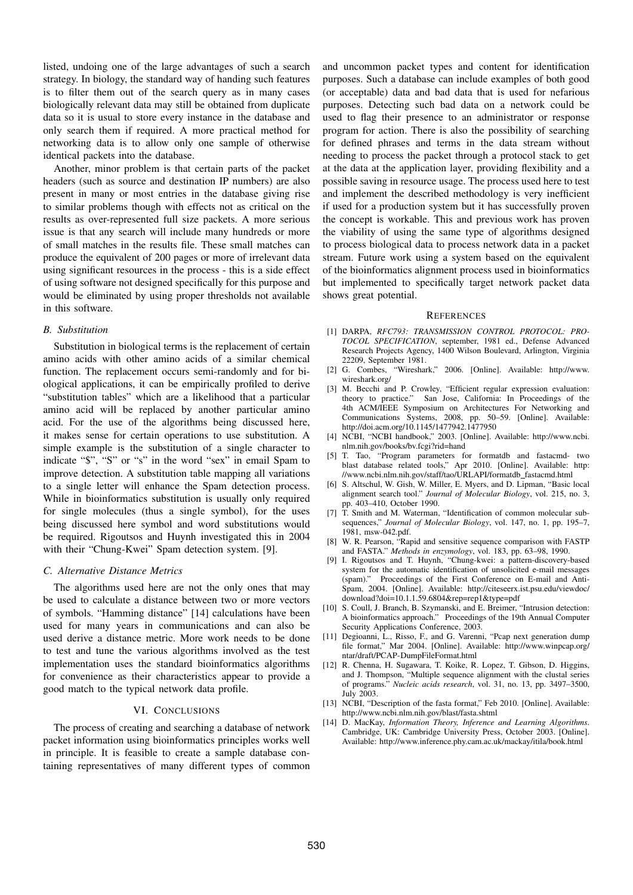listed, undoing one of the large advantages of such a search strategy. In biology, the standard way of handing such features is to filter them out of the search query as in many cases biologically relevant data may still be obtained from duplicate data so it is usual to store every instance in the database and only search them if required. A more practical method for networking data is to allow only one sample of otherwise identical packets into the database.

Another, minor problem is that certain parts of the packet headers (such as source and destination IP numbers) are also present in many or most entries in the database giving rise to similar problems though with effects not as critical on the results as over-represented full size packets. A more serious issue is that any search will include many hundreds or more of small matches in the results file. These small matches can produce the equivalent of 200 pages or more of irrelevant data using significant resources in the process - this is a side effect of using software not designed specifically for this purpose and would be eliminated by using proper thresholds not available in this software.

### B. Substitution

Substitution in biological terms is the replacement of certain amino acids with other amino acids of a similar chemical function. The replacement occurs semi-randomly and for biological applications, it can be empirically profiled to derive "substitution tables" which are a likelihood that a particular amino acid will be replaced by another particular amino acid. For the use of the algorithms being discussed here, it makes sense for certain operations to use substitution. A simple example is the substitution of a single character to indicate "$", "S" or "s" in the word "sex" in email Spam to improve detection. A substitution table mapping all variations to a single letter will enhance the Spam detection process. While in bioinformatics substitution is usually only required for single molecules (thus a single symbol), for the uses being discussed here symbol and word substitutions would be required. Rigoutsos and Huynh investigated this in 2004 with their "Chung-Kwei" Spam detection system. [9].

### C. Alternative Distance Metrics

The algorithms used here are not the only ones that may be used to calculate a distance between two or more vectors of symbols. "Hamming distance" [14] calculations have been used for many years in communications and can also be used derive a distance metric. More work needs to be done to test and tune the various algorithms involved as the test implementation uses the standard bioinformatics algorithms for convenience as their characteristics appear to provide a good match to the typical network data profile.

## VI. Conclusions

The process of creating and searching a database of network packet information using bioinformatics principles works well in principle. It is feasible to create a sample database containing representatives of many different types of common and uncommon packet types and content for identification purposes. Such a database can include examples of both good (or acceptable) data and bad data that is used for nefarious purposes. Detecting such bad data on a network could be used to flag their presence to an administrator or response program for action. There is also the possibility of searching for defined phrases and terms in the data stream without needing to process the packet through a protocol stack to get at the data at the application layer, providing flexibility and a possible saving in resource usage. The process used here to test and implement the described methodology is very inefficient if used for a production system but it has successfully proven the concept is workable. This and previous work has proven the viability of using the same type of algorithms designed to process biological data to process network data in a packet stream. Future work using a system based on the equivalent of the bioinformatics alignment process used in bioinformatics but implemented to specifically target network packet data shows great potential.

## References

[1] DARPA, *RFC793: TRANSMISSION CONTROL PROTOCOL: PROTOCOL SPECIFICATION*, september, 1981 ed., Defense Advanced Research Projects Agency, 1400 Wilson Boulevard, Arlington, Virginia 22209, September 1981.

[2] G. Combes, "Wireshark," 2006. [Online]. Available: http://www.wireshark.org/

[3] M. Becchi and P. Crowley, "Efficient regular expression evaluation: theory to practice." San Jose, California: In Proceedings of the 4th ACM/IEEE Symposium on Architectures For Networking and Communications Systems, 2008, pp. 50–59. [Online]. Available: http://doi.acm.org/10.1145/1477942.1477950

[4] NCBI, "NCBI handbook," 2003. [Online]. Available: http://www.ncbi.nlm.nih.gov/books/bv.fcgi?rid=hand

[5] T. Tao, "Program parameters for formatdb and fastacmd- two blast database related tools," Apr 2010. [Online]. Available: http://www.ncbi.nlm.nih.gov/staff/tao/URLAPI/formatdb_fastacmd.html

[6] S. Altschul, W. Gish, W. Miller, E. Myers, and D. Lipman, "Basic local alignment search tool." *Journal of Molecular Biology*, vol. 215, no. 3, pp. 403–410, October 1990.

[7] T. Smith and M. Waterman, "Identification of common molecular subsequences," *Journal of Molecular Biology*, vol. 147, no. 1, pp. 195–7, 1981, msw-042.pdf.

[8] W. R. Pearson, "Rapid and sensitive sequence comparison with FASTP and FASTA." *Methods in enzymology*, vol. 183, pp. 63–98, 1990.

[9] I. Rigoutsos and T. Huynh, "Chung-kwei: a pattern-discovery-based system for the automatic identification of unsolicited e-mail messages (spam)." Proceedings of the First Conference on E-mail and Anti-Spam, 2004. [Online]. Available: http://citeseerx.ist.psu.edu/viewdoc/download?doi=10.1.1.59.6804&rep=rep1&type=pdf

[10] S. Coull, J. Branch, B. Szymanski, and E. Breimer, "Intrusion detection: A bioinformatics approach." Proceedings of the 19th Annual Computer Security Applications Conference, 2003.

[11] Degioanni, L., Risso, F., and G. Varenni, "Pcap next generation dump file format," Mar 2004. [Online]. Available: http://www.winpcap.org/ntar/draft/PCAP-DumpFileFormat.html

[12] R. Chenna, H. Sugawara, T. Koike, R. Lopez, T. Gibson, D. Higgins, and J. Thompson, "Multiple sequence alignment with the clustal series of programs." *Nucleic acids research*, vol. 31, no. 13, pp. 3497–3500, July 2003.

[13] NCBI, "Description of the fasta format," Feb 2010. [Online]. Available: http://www.ncbi.nlm.nih.gov/blast/fasta.shtml

[14] D. MacKay, *Information Theory, Inference and Learning Algorithms*. Cambridge, UK: Cambridge University Press, October 2003. [Online]. Available: http://www.inference.phy.cam.ac.uk/mackay/itila/book.html